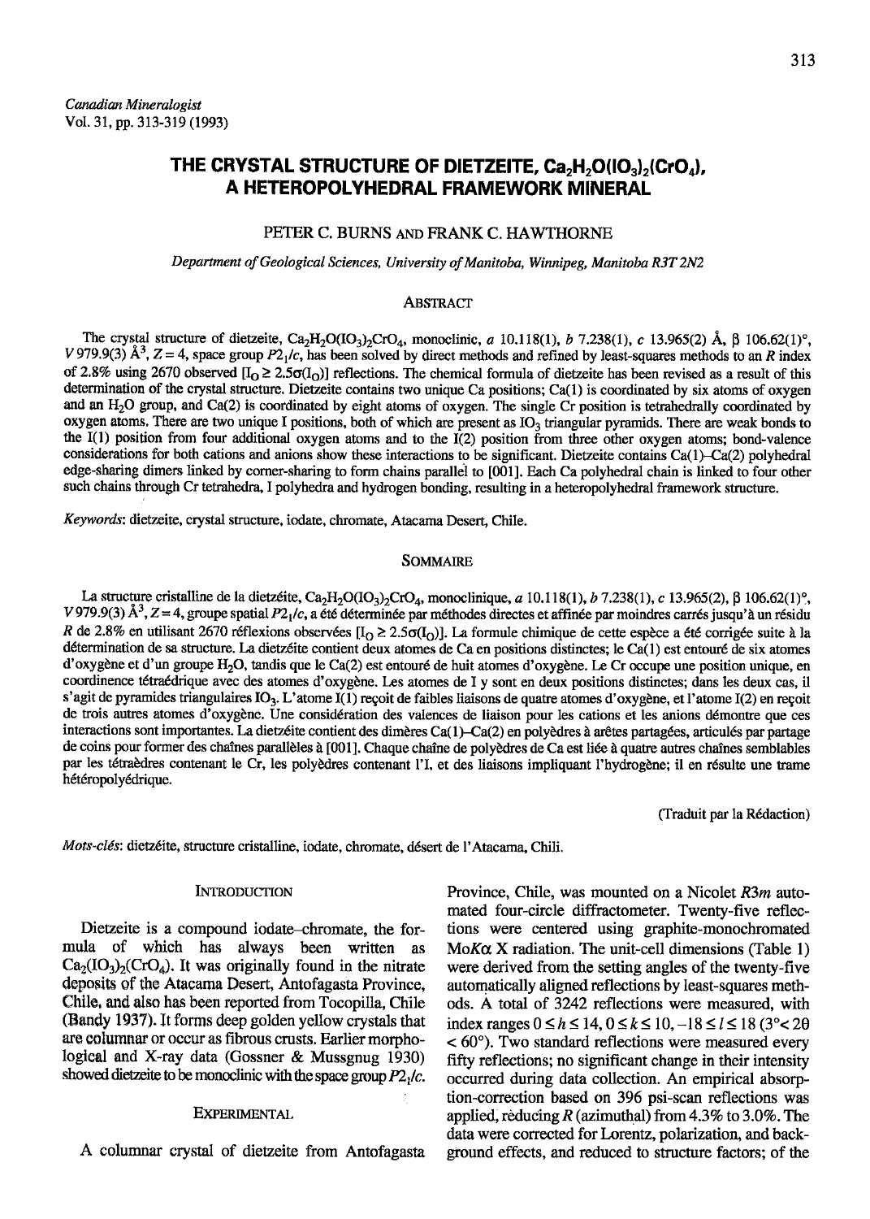*Canadian Mineralogist*
Vol. 31, pp. 313-319 (1993)

# THE CRYSTAL STRUCTURE OF DIETZEITE, $Ca_2H_2O(IO_3)_2(CrO_4)$, A HETEROPOLYHEDRAL FRAMEWORK MINERAL

PETER C. BURNS AND FRANK C. HAWTHORNE

*Department of Geological Sciences, University of Manitoba, Winnipeg, Manitoba R3T 2N2*

## Abstract

The crystal structure of dietzeite, $Ca_2H_2O(IO_3)_2CrO_4$, monoclinic, *a* 10.118(1), *b* 7.238(1), *c* 13.965(2) Å, β 106.62(1)°, *V* 979.9(3) $Å^3$, *Z* = 4, space group $P2_1/c$, has been solved by direct methods and refined by least-squares methods to an *R* index of 2.8% using 2670 observed [$I_O \geq 2.5\sigma(I_O)$] reflections. The chemical formula of dietzeite has been revised as a result of this determination of the crystal structure. Dietzeite contains two unique Ca positions; Ca(1) is coordinated by six atoms of oxygen and an $H_2O$ group, and Ca(2) is coordinated by eight atoms of oxygen. The single Cr position is tetrahedrally coordinated by oxygen atoms. There are two unique I positions, both of which are present as $IO_3$ triangular pyramids. There are weak bonds to the I(1) position from four additional oxygen atoms and to the I(2) position from three other oxygen atoms; bond-valence considerations for both cations and anions show these interactions to be significant. Dietzeite contains Ca(1)–Ca(2) polyhedral edge-sharing dimers linked by corner-sharing to form chains parallel to [001]. Each Ca polyhedral chain is linked to four other such chains through Cr tetrahedra, I polyhedra and hydrogen bonding, resulting in a heteropolyhedral framework structure.

*Keywords*: dietzeite, crystal structure, iodate, chromate, Atacama Desert, Chile.

## Sommaire

La structure cristalline de la dietzéite, $Ca_2H_2O(IO_3)_2CrO_4$, monoclinique, *a* 10.118(1), *b* 7.238(1), *c* 13.965(2), β 106.62(1)°, *V* 979.9(3) $Å^3$, *Z* = 4, groupe spatial $P2_1/c$, a été déterminée par méthodes directes et affinée par moindres carrés jusqu'à un résidu *R* de 2.8% en utilisant 2670 réflexions observées [$I_O \geq 2.5\sigma(I_O)$]. La formule chimique de cette espèce a été corrigée suite à la détermination de sa structure. La dietzéite contient deux atomes de Ca en positions distinctes; le Ca(1) est entouré de six atomes d'oxygène et d'un groupe $H_2O$, tandis que le Ca(2) est entouré de huit atomes d'oxygène. Le Cr occupe une position unique, en coordinence tétraédrique avec des atomes d'oxygène. Les atomes de I y sont en deux positions distinctes; dans les deux cas, il s'agit de pyramides triangulaires $IO_3$. L'atome I(1) reçoit de faibles liaisons de quatre atomes d'oxygène, et l'atome I(2) en reçoit de trois autres atomes d'oxygène. Une considération des valences de liaison pour les cations et les anions démontre que ces interactions sont importantes. La dietzéite contient des dimères Ca(1)–Ca(2) en polyèdres à arêtes partagées, articulés par partage de coins pour former des chaînes parallèles à [001]. Chaque chaîne de polyèdres de Ca est liée à quatre autres chaînes semblables par les tétraèdres contenant le Cr, les polyèdres contenant l'I, et des liaisons impliquant l'hydrogène; il en résulte une trame hétéropolyédrique.

(Traduit par la Rédaction)

*Mots-clés*: dietzéite, structure cristalline, iodate, chromate, désert de l'Atacama, Chili.

## Introduction

Dietzeite is a compound iodate–chromate, the formula of which has always been written as $Ca_2(IO_3)_2(CrO_4)$. It was originally found in the nitrate deposits of the Atacama Desert, Antofagasta Province, Chile, and also has been reported from Tocopilla, Chile (Bandy 1937). It forms deep golden yellow crystals that are columnar or occur as fibrous crusts. Earlier morphological and X-ray data (Gossner & Mussgnug 1930) showed dietzeite to be monoclinic with the space group $P2_1/c$.

## Experimental

A columnar crystal of dietzeite from Antofagasta Province, Chile, was mounted on a Nicolet *R3m* automated four-circle diffractometer. Twenty-five reflections were centered using graphite-monochromated Mo*K*α X radiation. The unit-cell dimensions (Table 1) were derived from the setting angles of the twenty-five automatically aligned reflections by least-squares methods. A total of 3242 reflections was measured, with index ranges $0 \leq h \leq 14$, $0 \leq k \leq 10$, $-18 \leq l \leq 18$ (3° < 2θ < 60°). Two standard reflections were measured every fifty reflections; no significant change in their intensity occurred during data collection. An empirical absorption-correction based on 396 psi-scan reflections was applied, reducing *R* (azimuthal) from 4.3% to 3.0%. The data were corrected for Lorentz, polarization, and background effects, and reduced to structure factors; of the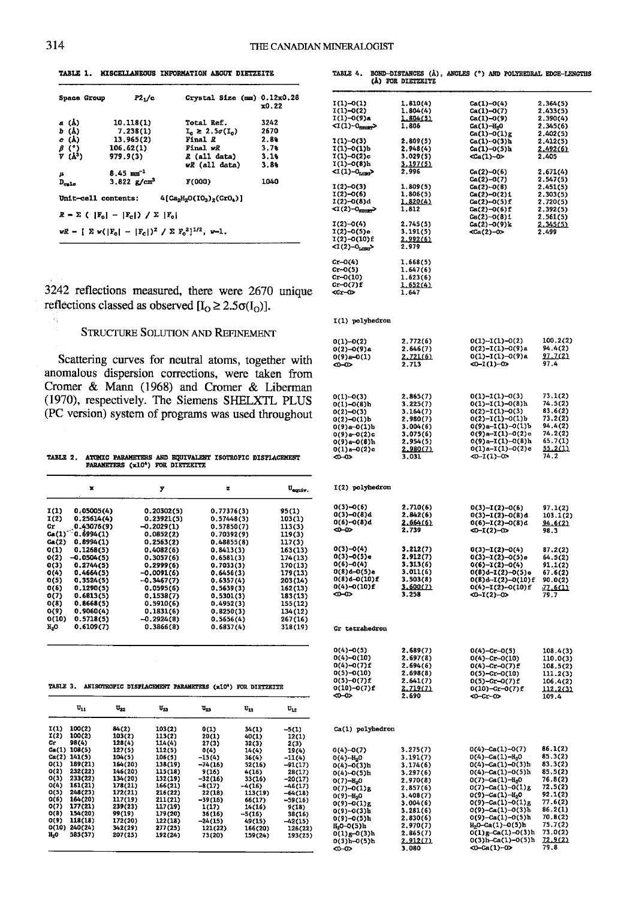TABLE 1. MISCELLANEOUS INFORMATION ABOUT DIETZEITE

| | | | |
|---|---|---|---|
| Space Group | $P2_1/c$ | Crystal Size (mm) | 0.12x0.28 x0.22 |
| a (Å) | 10.118(1) | Total Ref. | 3242 |
| b (Å) | 7.238(1) | $I_o \geq 2.5\sigma(I_o)$ | 2670 |
| c (Å) | 13.965(2) | Final R | 2.8% |
| β (°) | 106.62(1) | Final wR | 3.7% |
| V (Å³) | 979.9(3) | R (all data) | 3.1% |
| | | wR (all data) | 3.8% |
| μ | 8.45 mm⁻¹ | | |
| $D_{calc}$ | 3.822 g/cm³ | F(000) | 1040 |

Unit-cell contents: $4[Ca_2H_2O(IO_3)_2(CrO_4)]$

$R = \Sigma ( |F_o| - |F_c|) / \Sigma |F_o|$

$wR = [ \Sigma w(|F_o| - |F_c|)^2 / \Sigma F_o^2]^{1/2}$, w=1.

3242 reflections measured, there were 2670 unique reflections classed as observed [$I_O \geq 2.5\sigma(I_O)$].

## STRUCTURE SOLUTION AND REFINEMENT

Scattering curves for neutral atoms, together with anomalous dispersion corrections, were taken from Cromer & Mann (1968) and Cromer & Liberman (1970), respectively. The Siemens SHELXTL PLUS (PC version) system of programs was used throughout

TABLE 2. ATOMIC PARAMETERS AND EQUIVALENT ISOTROPIC DISPLACEMENT PARAMETERS (x10⁴) FOR DIETZEITE

| | x | y | z | $U_{equiv.}$ |
|---|---|---|---|---|
| I(1) | 0.05005(4) | 0.20302(5) | 0.77376(3) | 95(1) |
| I(2) | 0.25614(4) | 0.23921(5) | 0.57448(3) | 103(1) |
| Cr | 0.43076(9) | -0.2029(1) | 0.57850(7) | 113(3) |
| Ca(1) | 0.6994(1) | 0.0852(2) | 0.70392(9) | 119(3) |
| Ca(2) | 0.8994(1) | 0.2563(2) | 0.48855(8) | 117(3) |
| O(1) | 0.1268(5) | 0.4082(6) | 0.8413(3) | 163(13) |
| O(2) | -0.0504(5) | 0.3057(6) | 0.6581(3) | 174(13) |
| O(3) | 0.2744(5) | 0.2999(6) | 0.7033(3) | 170(13) |
| O(4) | 0.4664(5) | -0.0091(6) | 0.6456(3) | 179(13) |
| O(5) | 0.3524(5) | -0.3467(7) | 0.6357(4) | 203(14) |
| O(6) | 0.1290(5) | 0.0595(6) | 0.5639(3) | 162(13) |
| O(7) | 0.6813(5) | 0.1538(7) | 0.5301(3) | 183(13) |
| O(8) | 0.8668(5) | 0.5910(6) | 0.4952(3) | 155(12) |
| O(9) | 0.9060(4) | 0.1831(6) | 0.8250(3) | 134(12) |
| O(10) | 0.5718(5) | -0.2924(8) | 0.5656(4) | 267(16) |
| $H_2O$ | 0.6109(7) | 0.3866(8) | 0.6837(4) | 318(19) |

TABLE 3. ANISOTROPIC DISPLACEMENT PARAMETERS (x10⁴) FOR DIETZEITE

| | $U_{11}$ | $U_{22}$ | $U_{33}$ | $U_{23}$ | $U_{13}$ | $U_{12}$ |
|---|---|---|---|---|---|---|
| I(1) | 100(2) | 84(2) | 103(2) | 0(1) | 34(1) | -5(1) |
| I(2) | 100(2) | 103(2) | 113(2) | 20(1) | 40(1) | 12(1) |
| Cr | 98(4) | 128(4) | 114(4) | 27(3) | 32(3) | 2(3) |
| Ca(1) | 108(5) | 127(5) | 112(5) | 0(4) | 14(4) | 19(4) |
| Ca(2) | 141(5) | 104(5) | 106(5) | -15(4) | 36(4) | -11(4) |
| O(1) | 189(21) | 164(20) | 138(19) | -74(16) | 52(16) | -91(17) |
| O(2) | 232(22) | 146(20) | 115(18) | 9(16) | 4(16) | 28(17) |
| O(3) | 233(22) | 134(20) | 132(19) | -32(16) | 33(16) | -20(17) |
| O(4) | 161(21) | 178(21) | 166(21) | -8(17) | -4(16) | -46(17) |
| O(5) | 248(23) | 172(21) | 216(22) | 22(18) | 113(19) | -64(18) |
| O(6) | 164(20) | 117(19) | 211(21) | -39(16) | 66(17) | -59(16) |
| O(7) | 177(21) | 239(23) | 117(19) | 1(17) | 14(16) | 9(18) |
| O(8) | 154(20) | 99(19) | 179(20) | 36(16) | -5(16) | 38(16) |
| O(9) | 118(18) | 172(20) | 122(18) | -24(15) | 49(15) | -42(15) |
| O(10) | 240(24) | 342(29) | 277(25) | 121(22) | 166(20) | 126(22) |
| $H_2O$ | 583(37) | 207(25) | 192(24) | 73(20) | 159(24) | 193(25) |

TABLE 4. BOND-DISTANCES (Å), ANGLES (°) AND POLYHEDRAL EDGE-LENGTHS (Å) FOR DIETZEITE

| | | | |
|---|---|---|---|
| I(1)-O(1) | 1.810(4) | Ca(1)-O(4) | 2.364(5) |
| I(1)-O(2) | 1.804(4) | Ca(1)-O(7) | 2.433(5) |
| I(1)-O(9)a | 1.804(5) | Ca(1)-O(9) | 2.390(4) |
| <I(1)-$O_{short}$> | 1.806 | Ca(1)-$H_2O$ | 2.345(6) |
| | | Ca(1)-O(1)g | 2.402(5) |
| I(1)-O(3) | 2.809(5) | Ca(1)-O(3)h | 2.412(5) |
| I(1)-O(1)b | 2.948(4) | Ca(1)-O(5)h | 2.492(6) |
| I(1)-O(2)c | 3.029(5) | <Ca(1)-O> | 2.405 |
| I(1)-O(8)h | 3.197(5) | | |
| <I(1)-$O_{long}$> | 2.996 | Ca(2)-O(6) | 2.671(4) |
| | | Ca(2)-O(7) | 2.547(5) |
| I(2)-O(3) | 1.809(5) | Ca(2)-O(8) | 2.451(5) |
| I(2)-O(6) | 1.806(5) | Ca(2)-O(2)i | 2.303(5) |
| I(2)-O(8)d | 1.820(4) | Ca(2)-O(5)f | 2.720(5) |
| <I(2)-$O_{short}$> | 1.812 | Ca(2)-O(6)f | 2.392(5) |
| | | Ca(2)-O(8)i | 2.561(5) |
| I(2)-O(4) | 2.745(5) | Ca(2)-O(9)k | 2.345(5) |
| I(2)-O(5)e | 3.191(5) | <Ca(2)-O> | 2.499 |
| I(2)-O(10)f | 2.992(6) | | |
| <I(2)-$O_{long}$> | 2.979 | | |
| | | | |
| Cr-O(4) | 1.668(5) | | |
| Cr-O(5) | 1.647(6) | | |
| Cr-O(10) | 1.623(6) | | |
| Cr-O(7)f | 1.652(4) | | |
| <Cr-O> | 1.647 | | |

I(1) polyhedron

| | | | |
|---|---|---|---|
| O(1)-O(2) | 2.772(6) | O(1)-I(1)-O(2) | 100.2(2) |
| O(2)-O(9)a | 2.646(7) | O(2)-I(1)-O(9)a | 94.4(2) |
| O(9)a-O(1) | 2.721(6) | O(1)-I(1)-O(9)a | 97.7(2) |
| <O-O> | 2.713 | <O-I(1)-O> | 97.4 |
| | | | |
| O(1)-O(3) | 2.865(7) | O(1)-I(1)-O(3) | 73.1(2) |
| O(1)-O(8)h | 3.225(7) | O(1)-I(1)-O(8)h | 74.5(2) |
| O(2)-O(3) | 3.164(7) | O(2)-I(1)-O(3) | 83.6(2) |
| O(2)-O(1)b | 2.980(7) | O(2)-I(1)-O(1)b | 73.2(2) |
| O(9)a-O(1)b | 3.004(6) | O(9)a-I(1)-O(1)b | 94.4(2) |
| O(9)a-O(2)c | 3.075(6) | O(9)a-I(1)-O(2)c | 74.2(2) |
| O(9)a-O(8)h | 2.954(5) | O(9)a-I(1)-O(8)h | 65.7(1) |
| O(1)a-O(2)c | 2.980(7) | O(1)a-I(1)-O(2)c | 55.2(1) |
| <O-O> | 3.031 | <O-I(1)-O> | 74.2 |

I(2) polyhedron

| | | | |
|---|---|---|---|
| O(3)-O(6) | 2.710(6) | O(3)-I(2)-O(6) | 97.1(2) |
| O(3)-O(8)d | 2.842(6) | O(3)-I(2)-O(8)d | 103.1(2) |
| O(6)-O(8)d | 2.664(6) | O(6)-I(2)-O(8)d | 94.6(2) |
| <O-O> | 2.739 | <O-I(2)-O> | 98.3 |
| | | | |
| O(3)-O(4) | 3.212(7) | O(3)-I(2)-O(4) | 87.2(2) |
| O(3)-O(5)e | 2.912(7) | O(3)-I(2)-O(5)e | 64.5(2) |
| O(6)-O(4) | 3.313(6) | O(6)-I(2)-O(4) | 91.1(2) |
| O(8)d-O(5)e | 3.011(6) | O(8)d-I(2)-O(5)e | 67.6(2) |
| O(8)d-O(10)f | 3.503(8) | O(8)d-I(2)-O(10)f | 90.0(2) |
| O(4)-O(10)f | 3.600(7) | O(4)-I(2)-O(10)f | 77.6(1) |
| <O-O> | 3.258 | <O-I(2)-O> | 79.7 |

Cr tetrahedron

| | | | |
|---|---|---|---|
| O(4)-O(5) | 2.689(7) | O(4)-Cr-O(5) | 108.4(3) |
| O(4)-O(10) | 2.697(8) | O(4)-Cr-O(10) | 110.0(3) |
| O(4)-O(7)f | 2.694(6) | O(4)-Cr-O(7)f | 108.5(2) |
| O(5)-O(10) | 2.698(8) | O(5)-Cr-O(10) | 111.2(3) |
| O(5)-O(7)f | 2.641(7) | O(5)-Cr-O(7)f | 106.4(2) |
| O(10)-O(7)f | 2.719(7) | O(10)-Cr-O(7)f | 112.2(3) |
| <O-O> | 2.690 | <O-Cr-O> | 109.4 |

Ca(1) polyhedron

| | | | |
|---|---|---|---|
| O(4)-O(7) | 3.275(7) | O(4)-Ca(1)-O(7) | 86.1(2) |
| O(4)-$H_2O$ | 3.191(7) | O(4)-Ca(1)-$H_2O$ | 85.3(2) |
| O(4)-O(3)h | 3.174(6) | O(4)-Ca(1)-O(3)h | 83.3(2) |
| O(4)-O(5)h | 3.297(6) | O(4)-Ca(1)-O(5)h | 85.5(2) |
| O(7)-$H_2O$ | 2.970(8) | O(7)-Ca(1)-$H_2O$ | 76.8(2) |
| O(7)-O(1)g | 2.857(6) | O(7)-Ca(1)-O(1)g | 72.5(2) |
| O(9)-$H_2O$ | 3.408(7) | O(9)-Ca(1)-$H_2O$ | 92.1(2) |
| O(9)-O(1)g | 3.004(6) | O(9)-Ca(1)-O(1)g | 77.6(2) |
| O(9)-O(3)h | 3.281(6) | O(9)-Ca(1)-O(3)h | 86.2(1) |
| O(9)-O(5)h | 2.830(6) | O(9)-Ca(1)-O(5)h | 70.8(2) |
| $H_2O$-O(5)h | 2.970(7) | $H_2O$-Ca(1)-O(5)h | 75.7(2) |
| O(1)g-O(3)h | 2.865(7) | O(1)g-Ca(1)-O(3)h | 73.0(2) |
| O(3)h-O(5)h | 2.912(7) | O(3)h-Ca(1)-O(5)h | 72.9(2) |
| <O-O> | 3.080 | <O-Ca(1)-O> | 79.8 |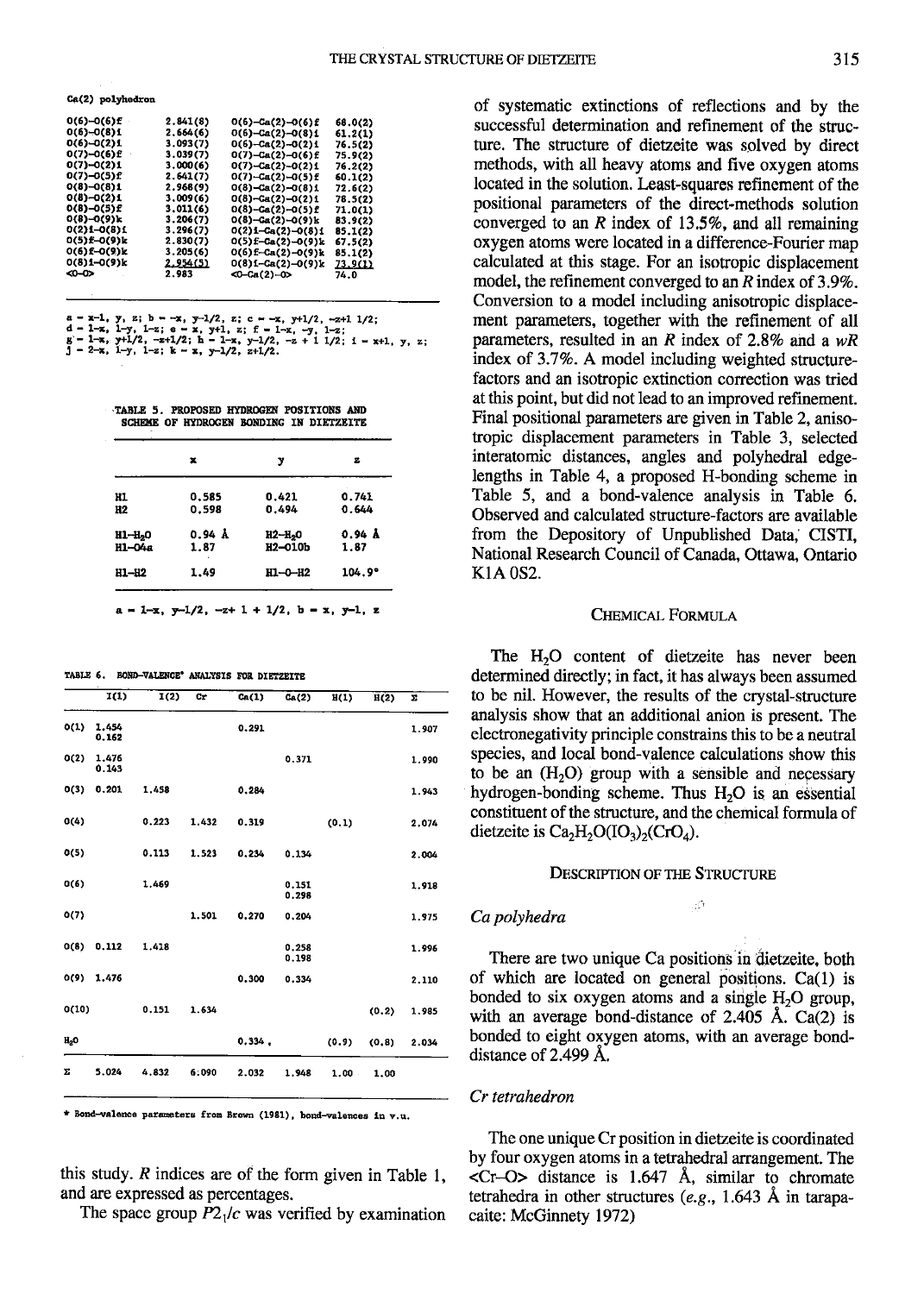**Ca(2) polyhedron**

| | | | |
|---|---|---|---|
| O(6)–O(6)f | 2.841(8) | O(6)–Ca(2)–O(6)f | 68.0(2) |
| O(6)–O(8)i | 2.664(6) | O(6)–Ca(2)–O(8)i | 61.2(1) |
| O(6)–O(2)i | 3.093(7) | O(6)–Ca(2)–O(2)i | 76.5(2) |
| O(7)–O(6)f | 3.039(7) | O(7)–Ca(2)–O(6)f | 75.9(2) |
| O(7)–O(2)i | 3.000(6) | O(7)–Ca(2)–O(2)i | 76.2(2) |
| O(7)–O(5)f | 2.641(7) | O(7)–Ca(2)–O(5)f | 60.1(2) |
| O(8)–O(8)i | 2.968(9) | O(8)–Ca(2)–O(8)i | 72.6(2) |
| O(8)–O(2)i | 3.009(6) | O(8)–Ca(2)–O(2)i | 78.5(2) |
| O(8)–O(5)f | 3.011(6) | O(8)–Ca(2)–O(5)f | 71.0(1) |
| O(8)–O(9)k | 3.206(7) | O(8)–Ca(2)–O(9)k | 83.9(2) |
| O(2)i–O(8)i | 3.296(7) | O(2)i–Ca(2)–O(8)i | 85.1(2) |
| O(5)f–O(9)k | 2.830(7) | O(5)f–Ca(2)–O(9)k | 67.5(2) |
| O(6)f–O(9)k | 3.205(6) | O(6)f–Ca(2)–O(9)k | 85.1(2) |
| O(8)i–O(9)k | 2.954(5) | O(8)i–Ca(2)–O(9)k | 73.9(1) |
| <O–O> | 2.983 | <O–Ca(2)–O> | 74.0 |

a = x–1, y, z; b = –x, y–1/2, z; c = –x, y+1/2, –z+1 1/2; d = 1–x, 1–y, 1–z; e = x, y+1, z; f = 1–x, –y, 1–z; g = 1–x, y+1/2, –z+1/2; h = 1–x, y–1/2, –z + 1 1/2; i = x+1, y, z; j = 2–x, 1–y, 1–z; k = x, y–1/2, z+1/2.

**TABLE 5. PROPOSED HYDROGEN POSITIONS AND SCHEME OF HYDROGEN BONDING IN DIETZEITE**

| | x | y | z |
|---|---|---|---|
| H1 | 0.585 | 0.421 | 0.741 |
| H2 | 0.598 | 0.494 | 0.644 |
| H1–$H_2$O | 0.94 Å | H2–$H_2$O | 0.94 Å |
| H1–O4a | 1.87 | H2–O10b | 1.87 |
| H1–H2 | 1.49 | H1–O–H2 | 104.9° |

a = 1–x, y–1/2, –z+ 1 + 1/2, b = x, y–1, z

**TABLE 6. BOND-VALENCE* ANALYSIS FOR DIETZEITE**

| | I(1) | I(2) | Cr | Ca(1) | Ca(2) | H(1) | H(2) | Σ |
|---|---|---|---|---|---|---|---|---|
| O(1) | 1.454<br>0.162 | | | 0.291 | | | | 1.907 |
| O(2) | 1.476<br>0.143 | | | | 0.371 | | | 1.990 |
| O(3) | 0.201 | 1.458 | | 0.284 | | | | 1.943 |
| O(4) | | 0.223 | 1.432 | 0.319 | | (0.1) | | 2.074 |
| O(5) | | 0.113 | 1.523 | 0.234 | 0.134 | | | 2.004 |
| O(6) | | 1.469 | | | 0.151<br>0.298 | | | 1.918 |
| O(7) | | | 1.501 | 0.270 | 0.204 | | | 1.975 |
| O(8) | 0.112 | 1.418 | | | 0.258<br>0.198 | | | 1.996 |
| O(9) | 1.476 | | | 0.300 | 0.334 | | | 2.110 |
| O(10) | | 0.151 | 1.634 | | | | (0.2) | 1.985 |
| $H_2$O | | | | 0.334 | | (0.9) | (0.8) | 2.034 |
| Σ | 5.024 | 4.832 | 6.090 | 2.032 | 1.948 | 1.00 | 1.00 | |

\* Bond-valence parameters from Brown (1981), bond-valences in v.u.

this study. *R* indices are of the form given in Table 1, and are expressed as percentages.

The space group $P2_1/c$ was verified by examination of systematic extinctions of reflections and by the successful determination and refinement of the structure. The structure of dietzeite was solved by direct methods, with all heavy atoms and five oxygen atoms located in the solution. Least-squares refinement of the positional parameters of the direct-methods solution converged to an *R* index of 13.5%, and all remaining oxygen atoms were located in a difference-Fourier map calculated at this stage. For an isotropic displacement model, the refinement converged to an *R* index of 3.9%. Conversion to a model including anisotropic displacement parameters, together with the refinement of all parameters, resulted in an *R* index of 2.8% and a *wR* index of 3.7%. A model including weighted structure-factors and an isotropic extinction correction was tried at this point, but did not lead to an improved refinement. Final positional parameters are given in Table 2, anisotropic displacement parameters in Table 3, selected interatomic distances, angles and polyhedral edge-lengths in Table 4, a proposed H-bonding scheme in Table 5, and a bond-valence analysis in Table 6. Observed and calculated structure-factors are available from the Depository of Unpublished Data, CISTI, National Research Council of Canada, Ottawa, Ontario K1A 0S2.

## Chemical Formula

The $H_2O$ content of dietzeite has never been determined directly; in fact, it has always been assumed to be nil. However, the results of the crystal-structure analysis show that an additional anion is present. The electronegativity principle constrains this to be a neutral species, and local bond-valence calculations show this to be an ($H_2O$) group with a sensible and necessary hydrogen-bonding scheme. Thus $H_2O$ is an essential constituent of the structure, and the chemical formula of dietzeite is $Ca_2H_2O(IO_3)_2(CrO_4)$.

## Description of the Structure

### *Ca polyhedra*

There are two unique Ca positions in dietzeite, both of which are located on general positions. Ca(1) is bonded to six oxygen atoms and a single $H_2O$ group, with an average bond-distance of 2.405 Å. Ca(2) is bonded to eight oxygen atoms, with an average bond-distance of 2.499 Å.

### *Cr tetrahedron*

The one unique Cr position in dietzeite is coordinated by four oxygen atoms in a tetrahedral arrangement. The <Cr–O> distance is 1.647 Å, similar to chromate tetrahedra in other structures (*e.g.*, 1.643 Å in tarapacaite: McGinnety 1972)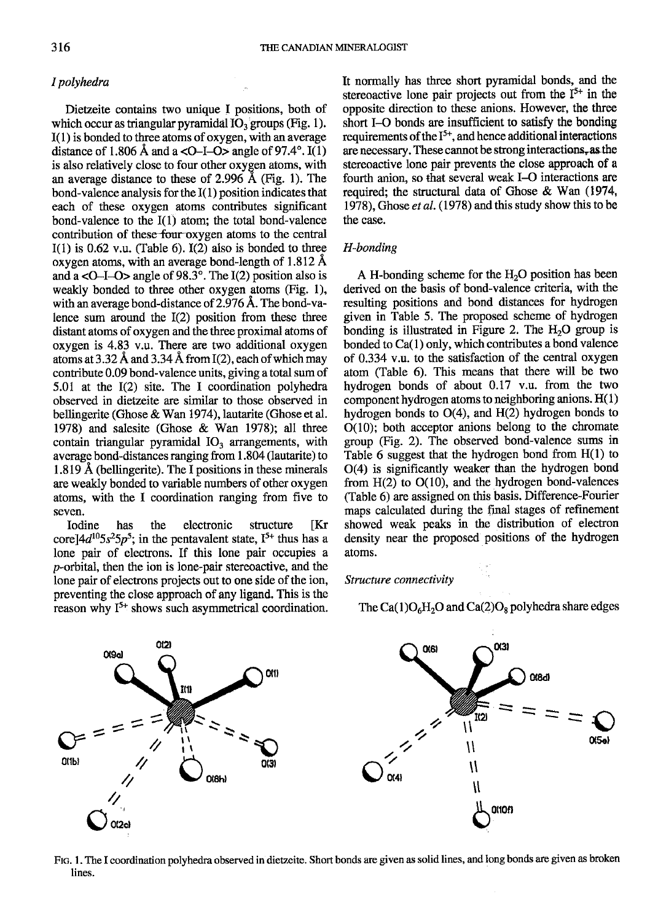### I polyhedra

Dietzeite contains two unique I positions, both of which occur as triangular pyramidal $IO_3$ groups (Fig. 1). I(1) is bonded to three atoms of oxygen, with an average distance of 1.806 Å and a <O–I–O> angle of 97.4°. I(1) is also relatively close to four other oxygen atoms, with an average distance to these of 2.996 Å (Fig. 1). The bond-valence analysis for the I(1) position indicates that each of these oxygen atoms contributes significant bond-valence to the I(1) atom; the total bond-valence contribution of these four oxygen atoms to the central I(1) is 0.62 v.u. (Table 6). I(2) also is bonded to three oxygen atoms, with an average bond-length of 1.812 Å and a <O–I–O> angle of 98.3°. The I(2) position also is weakly bonded to three other oxygen atoms (Fig. 1), with an average bond-distance of 2.976 Å. The bond-valence sum around the I(2) position from these three distant atoms of oxygen and the three proximal atoms of oxygen is 4.83 v.u. There are two additional oxygen atoms at 3.32 Å and 3.34 Å from I(2), each of which may contribute 0.09 bond-valence units, giving a total sum of 5.01 at the I(2) site. The I coordination polyhedra observed in dietzeite are similar to those observed in bellingerite (Ghose & Wan 1974), lautarite (Ghose et al. 1978) and salesite (Ghose & Wan 1978); all three contain triangular pyramidal $IO_3$ arrangements, with average bond-distances ranging from 1.804 (lautarite) to 1.819 Å (bellingerite). The I positions in these minerals are weakly bonded to variable numbers of other oxygen atoms, with the I coordination ranging from five to seven.

Iodine has the electronic structure [Kr core]$4d^{10}5s^{2}5p^{5}$; in the pentavalent state, $I^{5+}$ thus has a lone pair of electrons. If this lone pair occupies a *p*-orbital, then the ion is lone-pair stereoactive, and the lone pair of electrons projects out to one side of the ion, preventing the close approach of any ligand. This is the reason why $I^{5+}$ shows such asymmetrical coordination. It normally has three short pyramidal bonds, and the stereoactive lone pair projects out from the $I^{5+}$ in the opposite direction to these anions. However, the three short I–O bonds are insufficient to satisfy the bonding requirements of the $I^{5+}$, and hence additional interactions are necessary. These cannot be strong interactions, as the stereoactive lone pair prevents the close approach of a fourth anion, so that several weak I–O interactions are required; the structural data of Ghose & Wan (1974, 1978), Ghose *et al.* (1978) and this study show this to be the case.

### H-bonding

A H-bonding scheme for the $H_2O$ position has been derived on the basis of bond-valence criteria, with the resulting positions and bond distances for hydrogen given in Table 5. The proposed scheme of hydrogen bonding is illustrated in Figure 2. The $H_2O$ group is bonded to Ca(1) only, which contributes a bond valence of 0.334 v.u. to the satisfaction of the central oxygen atom (Table 6). This means that there will be two hydrogen bonds of about 0.17 v.u. from the two component hydrogen atoms to neighboring anions. H(1) hydrogen bonds to O(4), and H(2) hydrogen bonds to O(10); both acceptor anions belong to the chromate group (Fig. 2). The observed bond-valence sums in Table 6 suggest that the hydrogen bond from H(1) to O(4) is significantly weaker than the hydrogen bond from H(2) to O(10), and the hydrogen bond-valences (Table 6) are assigned on this basis. Difference-Fourier maps calculated during the final stages of refinement showed weak peaks in the distribution of electron density near the proposed positions of the hydrogen atoms.

### Structure connectivity

The $Ca(1)O_6H_2O$ and $Ca(2)O_8$ polyhedra share edges

FIG. 1. The I coordination polyhedra observed in dietzeite. Short bonds are given as solid lines, and long bonds are given as broken lines.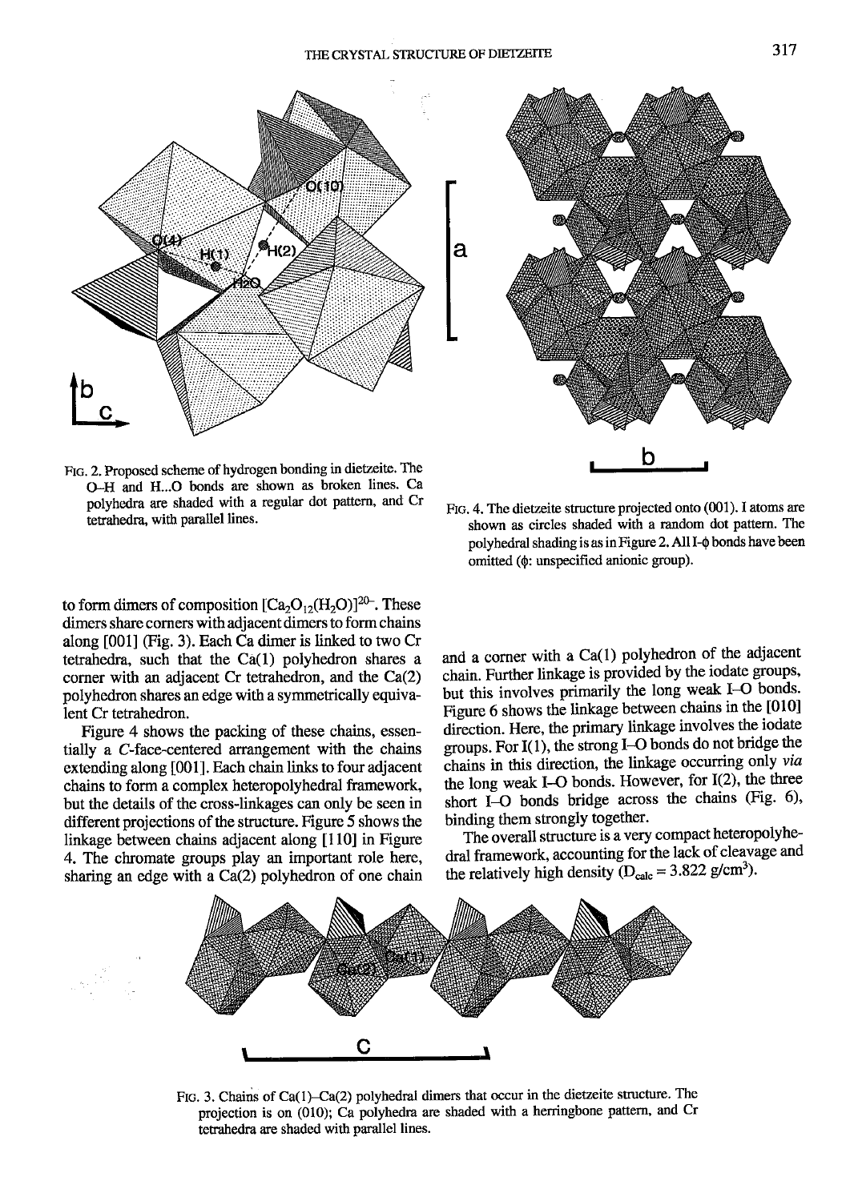FIG. 2. Proposed scheme of hydrogen bonding in dietzeite. The O–H and H...O bonds are shown as broken lines. Ca polyhedra are shaded with a regular dot pattern, and Cr tetrahedra, with parallel lines.

FIG. 4. The dietzeite structure projected onto (001). I atoms are shown as circles shaded with a random dot pattern. The polyhedral shading is as in Figure 2. All I–$\phi$ bonds have been omitted ($\phi$: unspecified anionic group).

to form dimers of composition $[Ca_2O_{12}(H_2O)]^{20-}$. These dimers share corners with adjacent dimers to form chains along [001] (Fig. 3). Each Ca dimer is linked to two Cr tetrahedra, such that the Ca(1) polyhedron shares a corner with an adjacent Cr tetrahedron, and the Ca(2) polyhedron shares an edge with a symmetrically equivalent Cr tetrahedron.

Figure 4 shows the packing of these chains, essentially a *C*-face-centered arrangement with the chains extending along [001]. Each chain links to four adjacent chains to form a complex heteropolyhedral framework, but the details of the cross-linkages can only be seen in different projections of the structure. Figure 5 shows the linkage between chains adjacent along [110] in Figure 4. The chromate groups play an important role here, sharing an edge with a Ca(2) polyhedron of one chain and a corner with a Ca(1) polyhedron of the adjacent chain. Further linkage is provided by the iodate groups, but this involves primarily the long weak I–O bonds. Figure 6 shows the linkage between chains in the [010] direction. Here, the primary linkage involves the iodate groups. For I(1), the strong I–O bonds do not bridge the chains in this direction, the linkage occurring only *via* the long weak I–O bonds. However, for I(2), the three short I–O bonds bridge across the chains (Fig. 6), binding them strongly together.

The overall structure is a very compact heteropolyhedral framework, accounting for the lack of cleavage and the relatively high density ($D_{calc}$ = 3.822 g/cm$^3$).

FIG. 3. Chains of Ca(1)–Ca(2) polyhedral dimers that occur in the dietzeite structure. The projection is on (010); Ca polyhedra are shaded with a herringbone pattern, and Cr tetrahedra are shaded with parallel lines.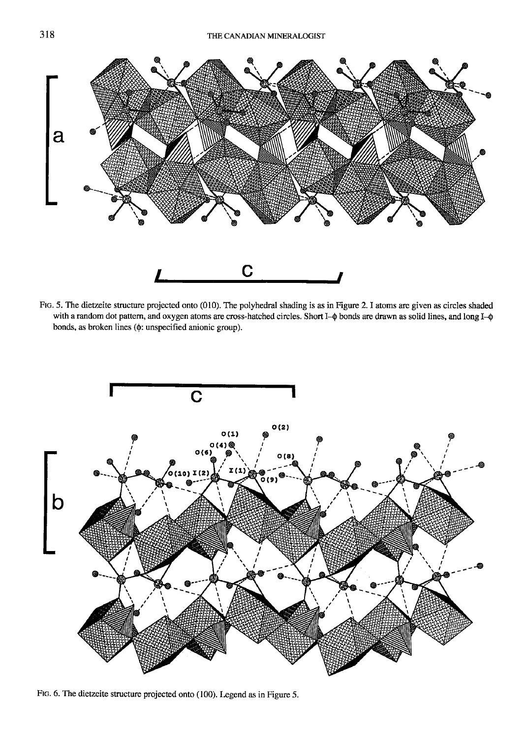FIG. 5. The dietzeite structure projected onto (010). The polyhedral shading is as in Figure 2. I atoms are given as circles shaded with a random dot pattern, and oxygen atoms are cross-hatched circles. Short I–φ bonds are drawn as solid lines, and long I–φ bonds, as broken lines (φ: unspecified anionic group).

FIG. 6. The dietzeite structure projected onto (100). Legend as in Figure 5.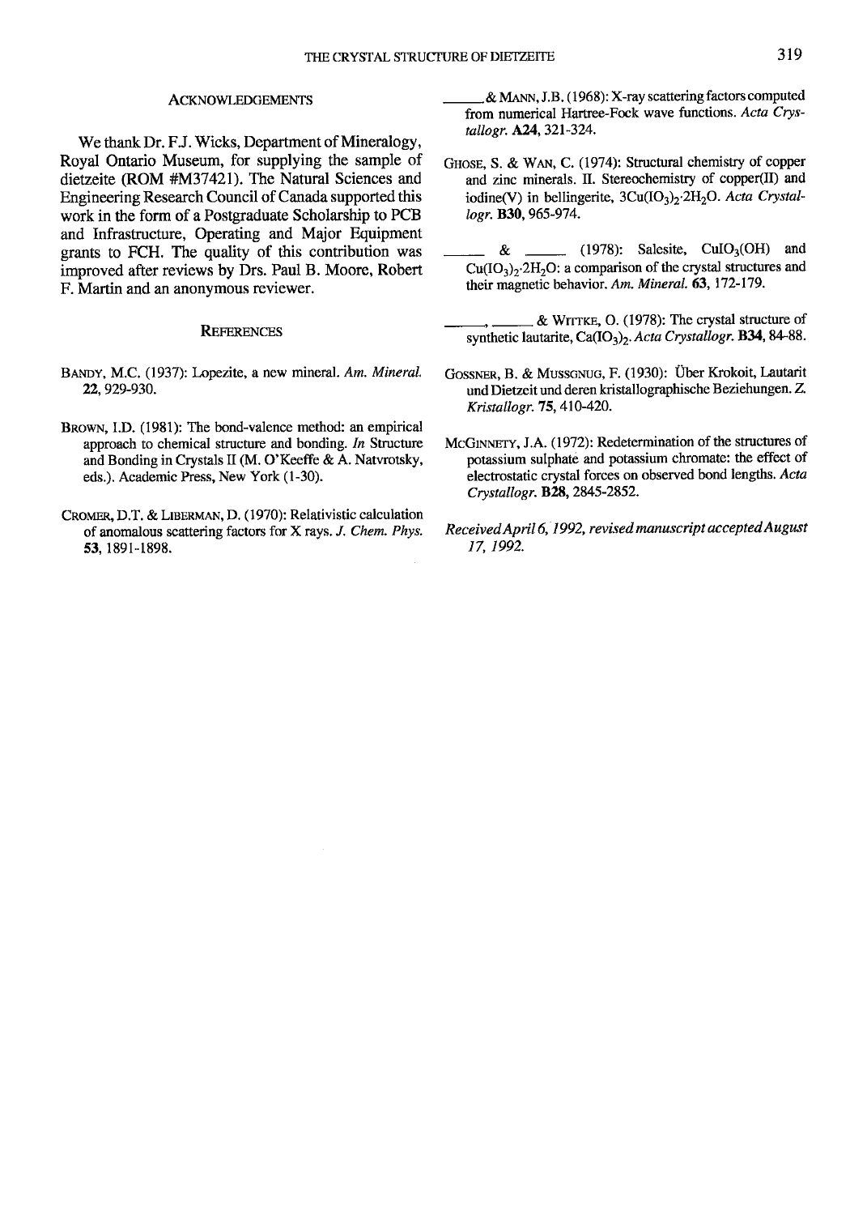## Acknowledgements

We thank Dr. F.J. Wicks, Department of Mineralogy, Royal Ontario Museum, for supplying the sample of dietzeite (ROM #M37421). The Natural Sciences and Engineering Research Council of Canada supported this work in the form of a Postgraduate Scholarship to PCB and Infrastructure, Operating and Major Equipment grants to FCH. The quality of this contribution was improved after reviews by Drs. Paul B. Moore, Robert F. Martin and an anonymous reviewer.

## References

Bandy, M.C. (1937): Lopezite, a new mineral. *Am. Mineral.* **22**, 929-930.

Brown, I.D. (1981): The bond-valence method: an empirical approach to chemical structure and bonding. *In* Structure and Bonding in Crystals II (M. O'Keeffe & A. Natvrotsky, eds.). Academic Press, New York (1-30).

Cromer, D.T. & Liberman, D. (1970): Relativistic calculation of anomalous scattering factors for X rays. *J. Chem. Phys.* **53**, 1891-1898.

______ & Mann, J.B. (1968): X-ray scattering factors computed from numerical Hartree-Fock wave functions. *Acta Crystallogr.* **A24**, 321-324.

Ghose, S. & Wan, C. (1974): Structural chemistry of copper and zinc minerals. II. Stereochemistry of copper(II) and iodine(V) in bellingerite, $3Cu(IO_3)_2 \cdot 2H_2O$. *Acta Crystallogr.* **B30**, 965-974.

______ & ______ (1978): Salesite, $CuIO_3(OH)$ and $Cu(IO_3)_2 \cdot 2H_2O$: a comparison of the crystal structures and their magnetic behavior. *Am. Mineral.* **63**, 172-179.

______, ______ & Wittke, O. (1978): The crystal structure of synthetic lautarite, $Ca(IO_3)_2$. *Acta Crystallogr.* **B34**, 84-88.

Gossner, B. & Mussgnug, F. (1930): Über Krokoit, Lautarit und Dietzeit und deren kristallographische Beziehungen. *Z. Kristallogr.* **75**, 410-420.

McGinnety, J.A. (1972): Redetermination of the structures of potassium sulphate and potassium chromate: the effect of electrostatic crystal forces on observed bond lengths. *Acta Crystallogr.* **B28**, 2845-2852.

*Received April 6, 1992, revised manuscript accepted August 17, 1992.*